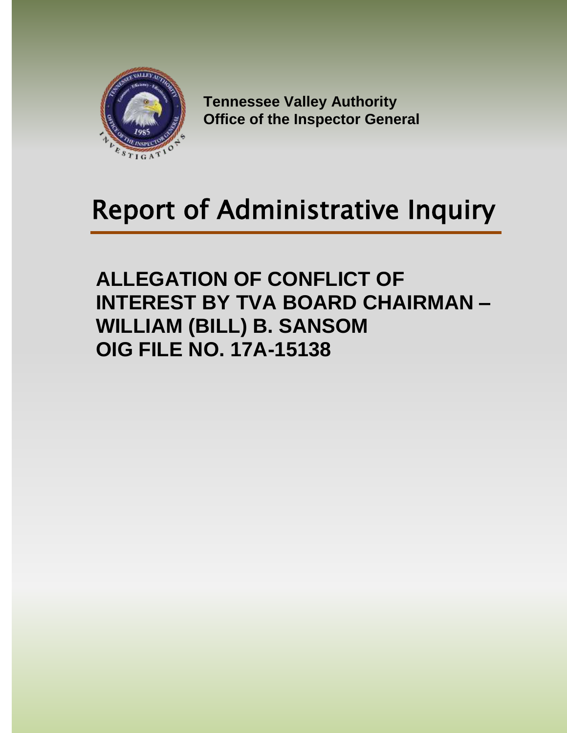**Tennessee Valley Authority**
**Office of the Inspector General**

# Report of Administrative Inquiry

## ALLEGATION OF CONFLICT OF INTEREST BY TVA BOARD CHAIRMAN – WILLIAM (BILL) B. SANSOM
## OIG FILE NO. 17A-15138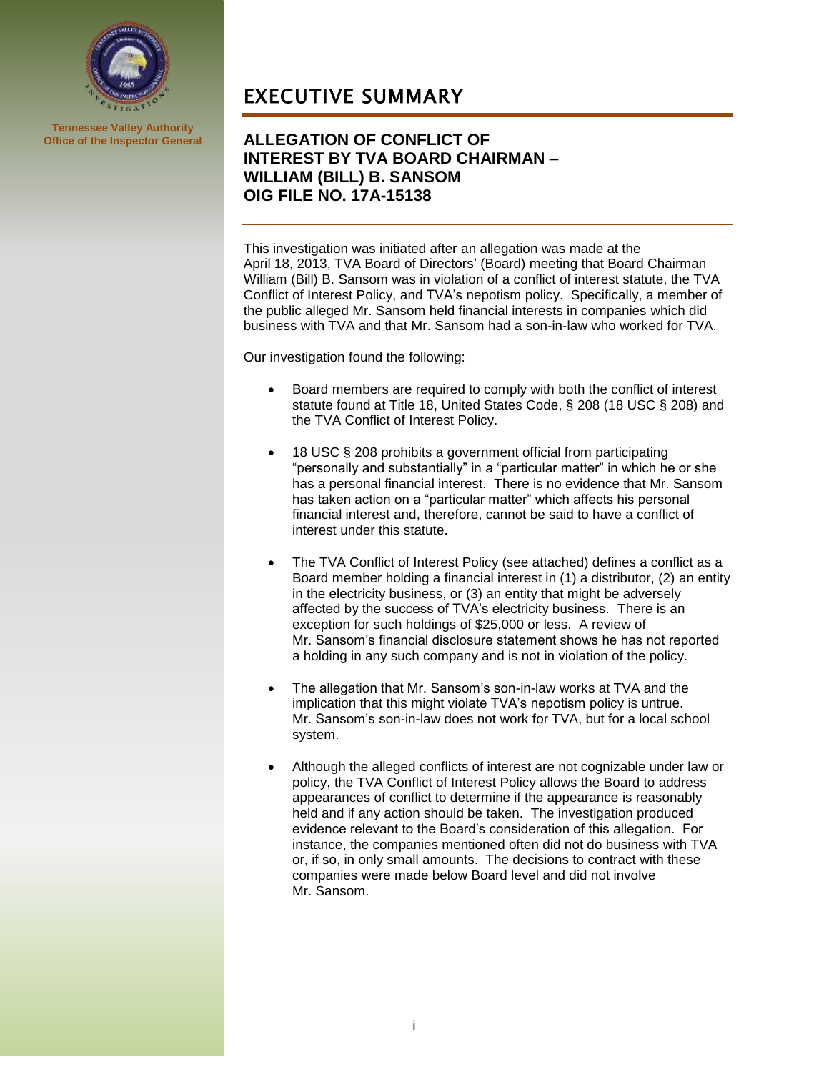Tennessee Valley Authority
Office of the Inspector General

# EXECUTIVE SUMMARY

## ALLEGATION OF CONFLICT OF INTEREST BY TVA BOARD CHAIRMAN – WILLIAM (BILL) B. SANSOM OIG FILE NO. 17A-15138

This investigation was initiated after an allegation was made at the April 18, 2013, TVA Board of Directors' (Board) meeting that Board Chairman William (Bill) B. Sansom was in violation of a conflict of interest statute, the TVA Conflict of Interest Policy, and TVA's nepotism policy. Specifically, a member of the public alleged Mr. Sansom held financial interests in companies which did business with TVA and that Mr. Sansom had a son-in-law who worked for TVA.

Our investigation found the following:

- Board members are required to comply with both the conflict of interest statute found at Title 18, United States Code, § 208 (18 USC § 208) and the TVA Conflict of Interest Policy.
- 18 USC § 208 prohibits a government official from participating "personally and substantially" in a "particular matter" in which he or she has a personal financial interest. There is no evidence that Mr. Sansom has taken action on a "particular matter" which affects his personal financial interest and, therefore, cannot be said to have a conflict of interest under this statute.
- The TVA Conflict of Interest Policy (see attached) defines a conflict as a Board member holding a financial interest in (1) a distributor, (2) an entity in the electricity business, or (3) an entity that might be adversely affected by the success of TVA's electricity business. There is an exception for such holdings of $25,000 or less. A review of Mr. Sansom's financial disclosure statement shows he has not reported a holding in any such company and is not in violation of the policy.
- The allegation that Mr. Sansom's son-in-law works at TVA and the implication that this might violate TVA's nepotism policy is untrue. Mr. Sansom's son-in-law does not work for TVA, but for a local school system.
- Although the alleged conflicts of interest are not cognizable under law or policy, the TVA Conflict of Interest Policy allows the Board to address appearances of conflict to determine if the appearance is reasonably held and if any action should be taken. The investigation produced evidence relevant to the Board's consideration of this allegation. For instance, the companies mentioned often did not do business with TVA or, if so, in only small amounts. The decisions to contract with these companies were made below Board level and did not involve Mr. Sansom.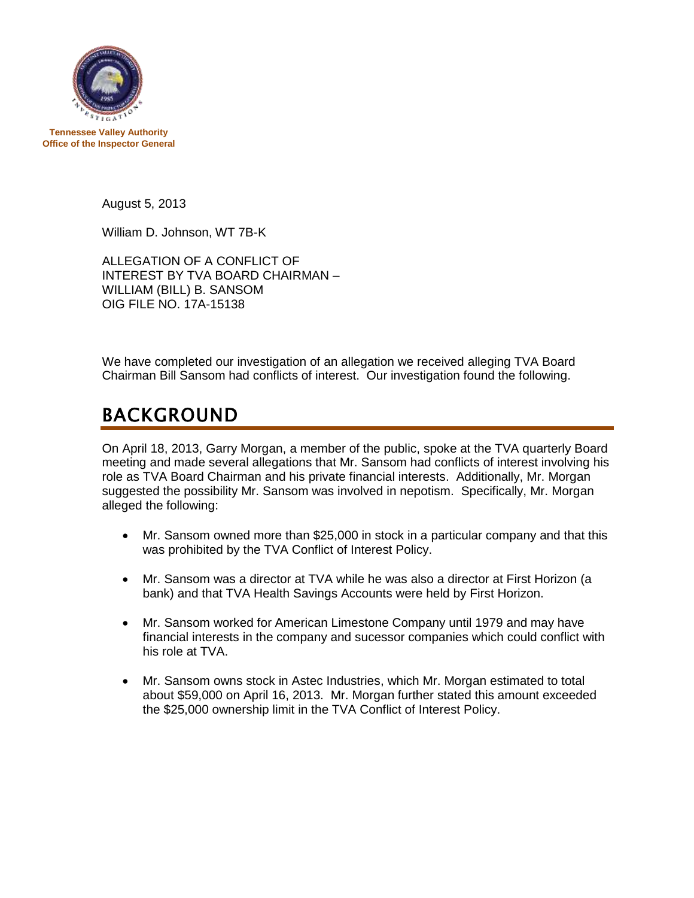Tennessee Valley Authority
Office of the Inspector General

August 5, 2013

William D. Johnson, WT 7B-K

ALLEGATION OF A CONFLICT OF
INTEREST BY TVA BOARD CHAIRMAN –
WILLIAM (BILL) B. SANSOM
OIG FILE NO. 17A-15138

We have completed our investigation of an allegation we received alleging TVA Board Chairman Bill Sansom had conflicts of interest. Our investigation found the following.

## BACKGROUND

On April 18, 2013, Garry Morgan, a member of the public, spoke at the TVA quarterly Board meeting and made several allegations that Mr. Sansom had conflicts of interest involving his role as TVA Board Chairman and his private financial interests. Additionally, Mr. Morgan suggested the possibility Mr. Sansom was involved in nepotism. Specifically, Mr. Morgan alleged the following:

- Mr. Sansom owned more than $25,000 in stock in a particular company and that this was prohibited by the TVA Conflict of Interest Policy.
- Mr. Sansom was a director at TVA while he was also a director at First Horizon (a bank) and that TVA Health Savings Accounts were held by First Horizon.
- Mr. Sansom worked for American Limestone Company until 1979 and may have financial interests in the company and sucessor companies which could conflict with his role at TVA.
- Mr. Sansom owns stock in Astec Industries, which Mr. Morgan estimated to total about $59,000 on April 16, 2013. Mr. Morgan further stated this amount exceeded the $25,000 ownership limit in the TVA Conflict of Interest Policy.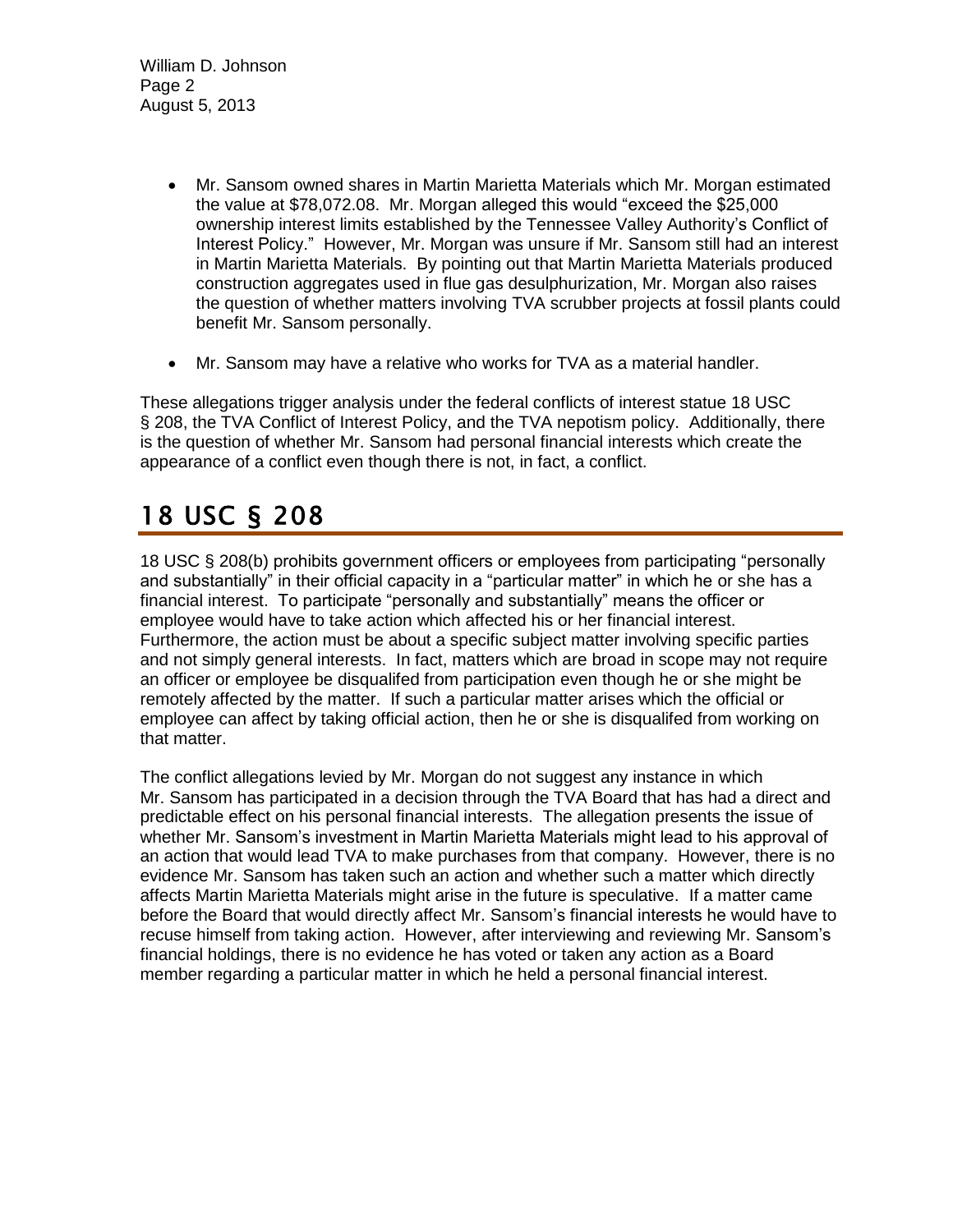- Mr. Sansom owned shares in Martin Marietta Materials which Mr. Morgan estimated the value at $78,072.08. Mr. Morgan alleged this would "exceed the $25,000 ownership interest limits established by the Tennessee Valley Authority's Conflict of Interest Policy." However, Mr. Morgan was unsure if Mr. Sansom still had an interest in Martin Marietta Materials. By pointing out that Martin Marietta Materials produced construction aggregates used in flue gas desulphurization, Mr. Morgan also raises the question of whether matters involving TVA scrubber projects at fossil plants could benefit Mr. Sansom personally.
- Mr. Sansom may have a relative who works for TVA as a material handler.

These allegations trigger analysis under the federal conflicts of interest statue 18 USC § 208, the TVA Conflict of Interest Policy, and the TVA nepotism policy. Additionally, there is the question of whether Mr. Sansom had personal financial interests which create the appearance of a conflict even though there is not, in fact, a conflict.

# 18 USC § 208

18 USC § 208(b) prohibits government officers or employees from participating "personally and substantially" in their official capacity in a "particular matter" in which he or she has a financial interest. To participate "personally and substantially" means the officer or employee would have to take action which affected his or her financial interest. Furthermore, the action must be about a specific subject matter involving specific parties and not simply general interests. In fact, matters which are broad in scope may not require an officer or employee be disqualifed from participation even though he or she might be remotely affected by the matter. If such a particular matter arises which the official or employee can affect by taking official action, then he or she is disqualifed from working on that matter.

The conflict allegations levied by Mr. Morgan do not suggest any instance in which Mr. Sansom has participated in a decision through the TVA Board that has had a direct and predictable effect on his personal financial interests. The allegation presents the issue of whether Mr. Sansom's investment in Martin Marietta Materials might lead to his approval of an action that would lead TVA to make purchases from that company. However, there is no evidence Mr. Sansom has taken such an action and whether such a matter which directly affects Martin Marietta Materials might arise in the future is speculative. If a matter came before the Board that would directly affect Mr. Sansom's financial interests he would have to recuse himself from taking action. However, after interviewing and reviewing Mr. Sansom's financial holdings, there is no evidence he has voted or taken any action as a Board member regarding a particular matter in which he held a personal financial interest.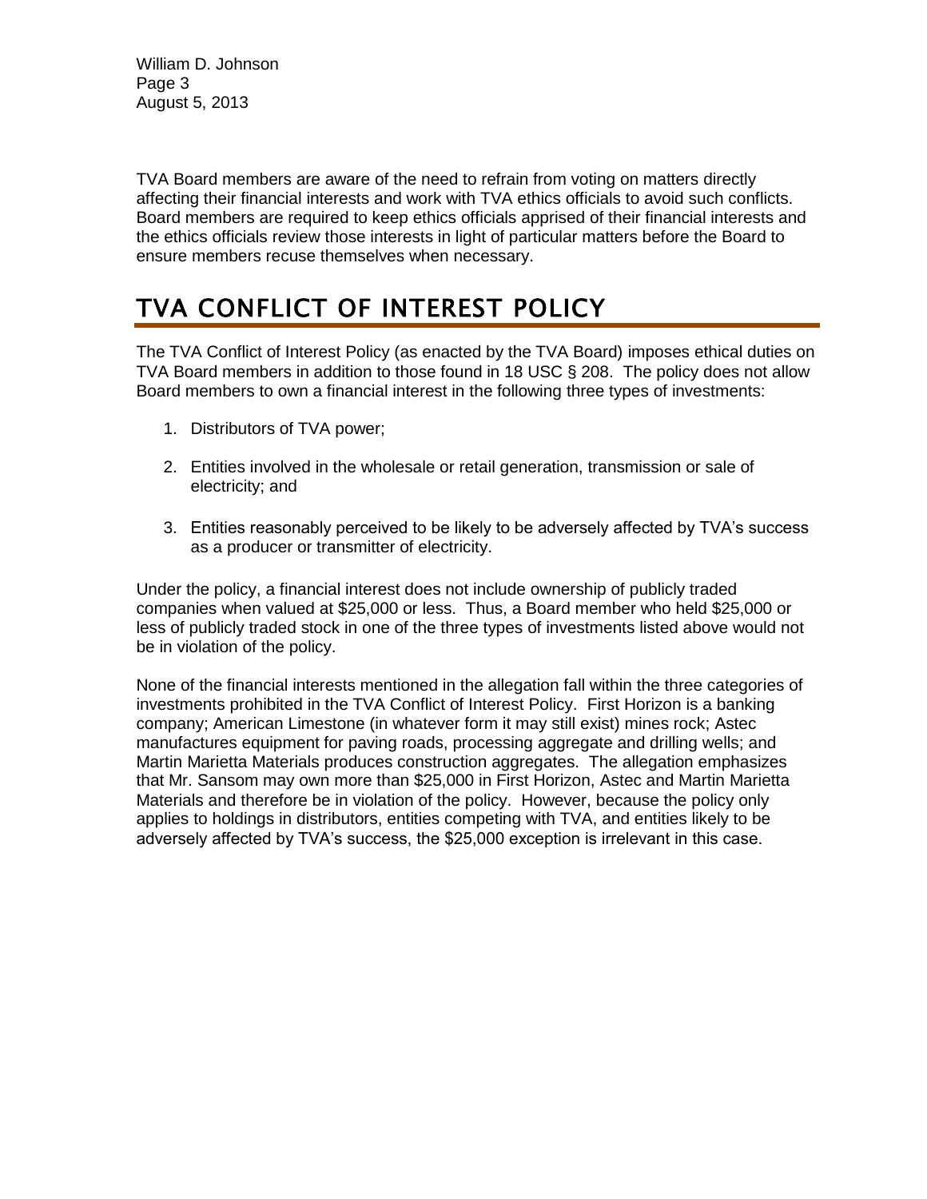TVA Board members are aware of the need to refrain from voting on matters directly affecting their financial interests and work with TVA ethics officials to avoid such conflicts. Board members are required to keep ethics officials apprised of their financial interests and the ethics officials review those interests in light of particular matters before the Board to ensure members recuse themselves when necessary.

## TVA CONFLICT OF INTEREST POLICY

The TVA Conflict of Interest Policy (as enacted by the TVA Board) imposes ethical duties on TVA Board members in addition to those found in 18 USC § 208. The policy does not allow Board members to own a financial interest in the following three types of investments:

1. Distributors of TVA power;
2. Entities involved in the wholesale or retail generation, transmission or sale of electricity; and
3. Entities reasonably perceived to be likely to be adversely affected by TVA's success as a producer or transmitter of electricity.

Under the policy, a financial interest does not include ownership of publicly traded companies when valued at $25,000 or less. Thus, a Board member who held $25,000 or less of publicly traded stock in one of the three types of investments listed above would not be in violation of the policy.

None of the financial interests mentioned in the allegation fall within the three categories of investments prohibited in the TVA Conflict of Interest Policy. First Horizon is a banking company; American Limestone (in whatever form it may still exist) mines rock; Astec manufactures equipment for paving roads, processing aggregate and drilling wells; and Martin Marietta Materials produces construction aggregates. The allegation emphasizes that Mr. Sansom may own more than $25,000 in First Horizon, Astec and Martin Marietta Materials and therefore be in violation of the policy. However, because the policy only applies to holdings in distributors, entities competing with TVA, and entities likely to be adversely affected by TVA's success, the $25,000 exception is irrelevant in this case.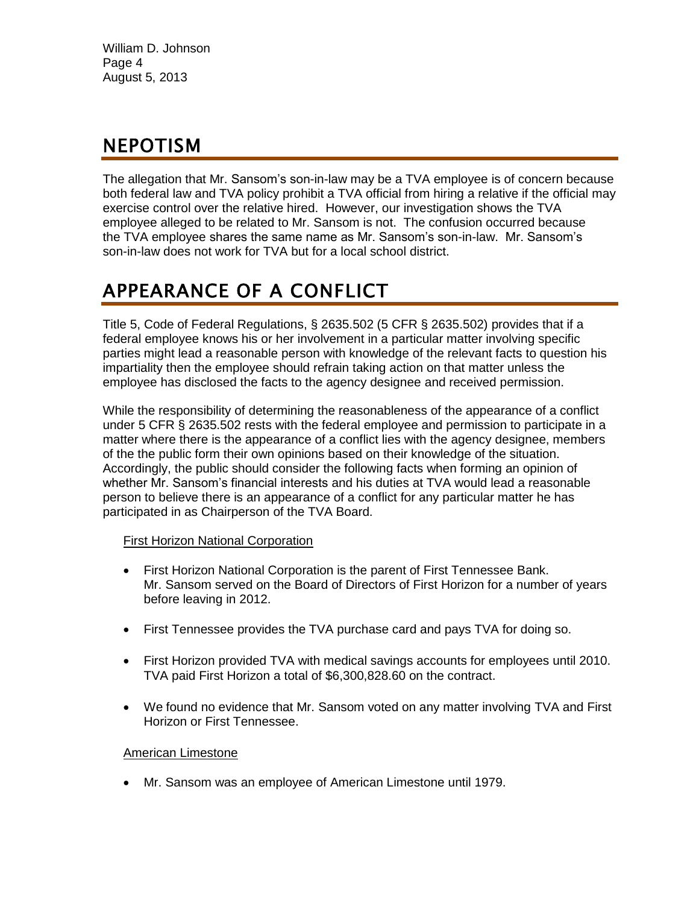## NEPOTISM

The allegation that Mr. Sansom's son-in-law may be a TVA employee is of concern because both federal law and TVA policy prohibit a TVA official from hiring a relative if the official may exercise control over the relative hired. However, our investigation shows the TVA employee alleged to be related to Mr. Sansom is not. The confusion occurred because the TVA employee shares the same name as Mr. Sansom's son-in-law. Mr. Sansom's son-in-law does not work for TVA but for a local school district.

## APPEARANCE OF A CONFLICT

Title 5, Code of Federal Regulations, § 2635.502 (5 CFR § 2635.502) provides that if a federal employee knows his or her involvement in a particular matter involving specific parties might lead a reasonable person with knowledge of the relevant facts to question his impartiality then the employee should refrain taking action on that matter unless the employee has disclosed the facts to the agency designee and received permission.

While the responsibility of determining the reasonableness of the appearance of a conflict under 5 CFR § 2635.502 rests with the federal employee and permission to participate in a matter where there is the appearance of a conflict lies with the agency designee, members of the the public form their own opinions based on their knowledge of the situation. Accordingly, the public should consider the following facts when forming an opinion of whether Mr. Sansom's financial interests and his duties at TVA would lead a reasonable person to believe there is an appearance of a conflict for any particular matter he has participated in as Chairperson of the TVA Board.

First Horizon National Corporation

- First Horizon National Corporation is the parent of First Tennessee Bank. Mr. Sansom served on the Board of Directors of First Horizon for a number of years before leaving in 2012.
- First Tennessee provides the TVA purchase card and pays TVA for doing so.
- First Horizon provided TVA with medical savings accounts for employees until 2010. TVA paid First Horizon a total of $6,300,828.60 on the contract.
- We found no evidence that Mr. Sansom voted on any matter involving TVA and First Horizon or First Tennessee.

American Limestone

- Mr. Sansom was an employee of American Limestone until 1979.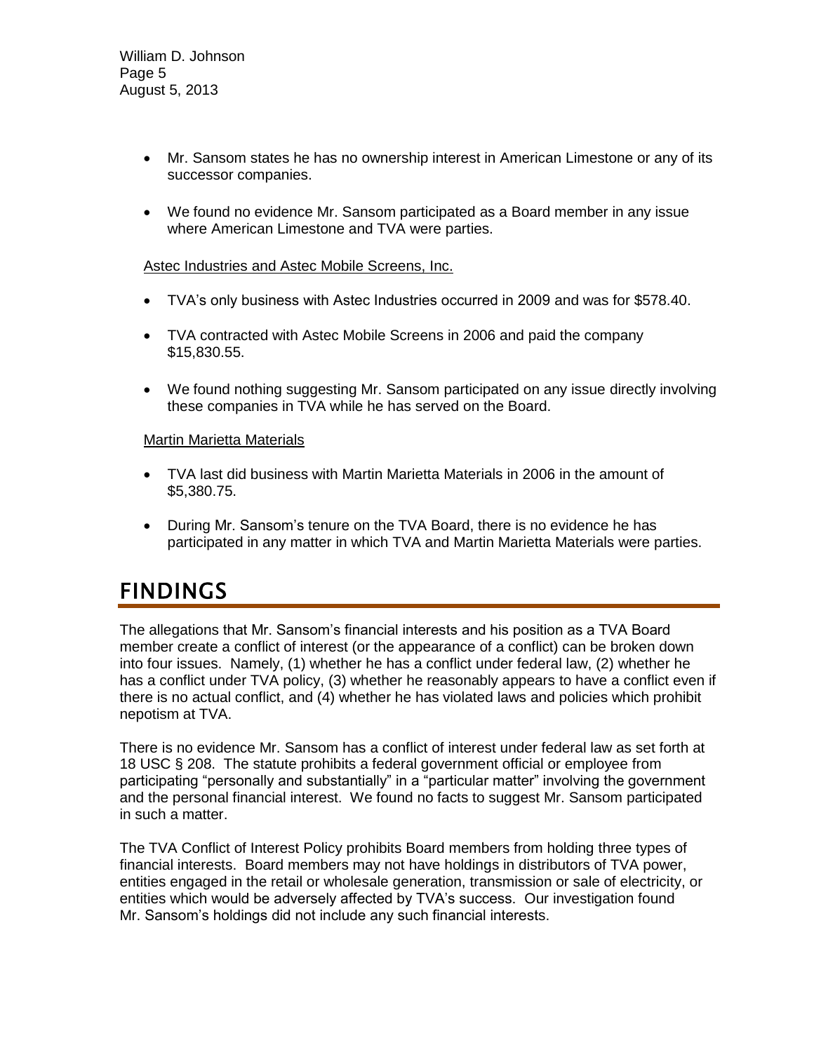- Mr. Sansom states he has no ownership interest in American Limestone or any of its successor companies.
- We found no evidence Mr. Sansom participated as a Board member in any issue where American Limestone and TVA were parties.

Astec Industries and Astec Mobile Screens, Inc.

- TVA's only business with Astec Industries occurred in 2009 and was for $578.40.
- TVA contracted with Astec Mobile Screens in 2006 and paid the company $15,830.55.
- We found nothing suggesting Mr. Sansom participated on any issue directly involving these companies in TVA while he has served on the Board.

Martin Marietta Materials

- TVA last did business with Martin Marietta Materials in 2006 in the amount of $5,380.75.
- During Mr. Sansom's tenure on the TVA Board, there is no evidence he has participated in any matter in which TVA and Martin Marietta Materials were parties.

# FINDINGS

The allegations that Mr. Sansom's financial interests and his position as a TVA Board member create a conflict of interest (or the appearance of a conflict) can be broken down into four issues. Namely, (1) whether he has a conflict under federal law, (2) whether he has a conflict under TVA policy, (3) whether he reasonably appears to have a conflict even if there is no actual conflict, and (4) whether he has violated laws and policies which prohibit nepotism at TVA.

There is no evidence Mr. Sansom has a conflict of interest under federal law as set forth at 18 USC § 208. The statute prohibits a federal government official or employee from participating "personally and substantially" in a "particular matter" involving the government and the personal financial interest. We found no facts to suggest Mr. Sansom participated in such a matter.

The TVA Conflict of Interest Policy prohibits Board members from holding three types of financial interests. Board members may not have holdings in distributors of TVA power, entities engaged in the retail or wholesale generation, transmission or sale of electricity, or entities which would be adversely affected by TVA's success. Our investigation found Mr. Sansom's holdings did not include any such financial interests.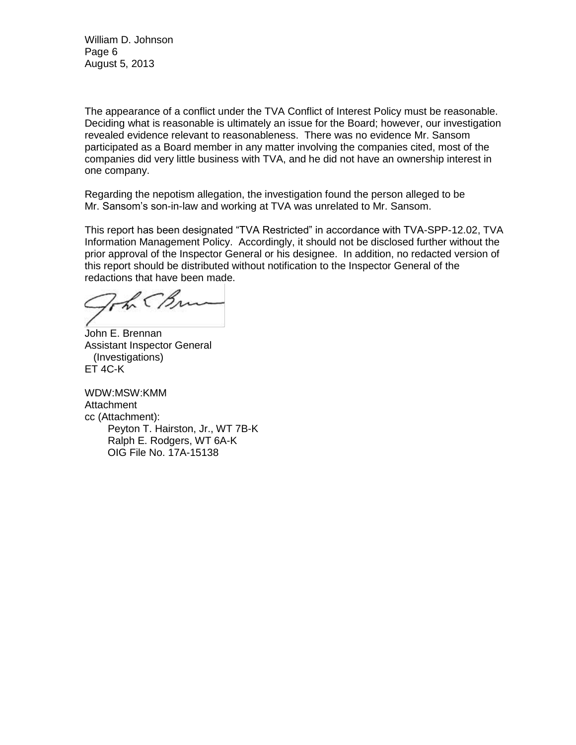The appearance of a conflict under the TVA Conflict of Interest Policy must be reasonable. Deciding what is reasonable is ultimately an issue for the Board; however, our investigation revealed evidence relevant to reasonableness. There was no evidence Mr. Sansom participated as a Board member in any matter involving the companies cited, most of the companies did very little business with TVA, and he did not have an ownership interest in one company.

Regarding the nepotism allegation, the investigation found the person alleged to be Mr. Sansom's son-in-law and working at TVA was unrelated to Mr. Sansom.

This report has been designated "TVA Restricted" in accordance with TVA-SPP-12.02, TVA Information Management Policy. Accordingly, it should not be disclosed further without the prior approval of the Inspector General or his designee. In addition, no redacted version of this report should be distributed without notification to the Inspector General of the redactions that have been made.

John E. Brennan
Assistant Inspector General
(Investigations)
ET 4C-K

WDW:MSW:KMM
Attachment
cc (Attachment):
Peyton T. Hairston, Jr., WT 7B-K
Ralph E. Rodgers, WT 6A-K
OIG File No. 17A-15138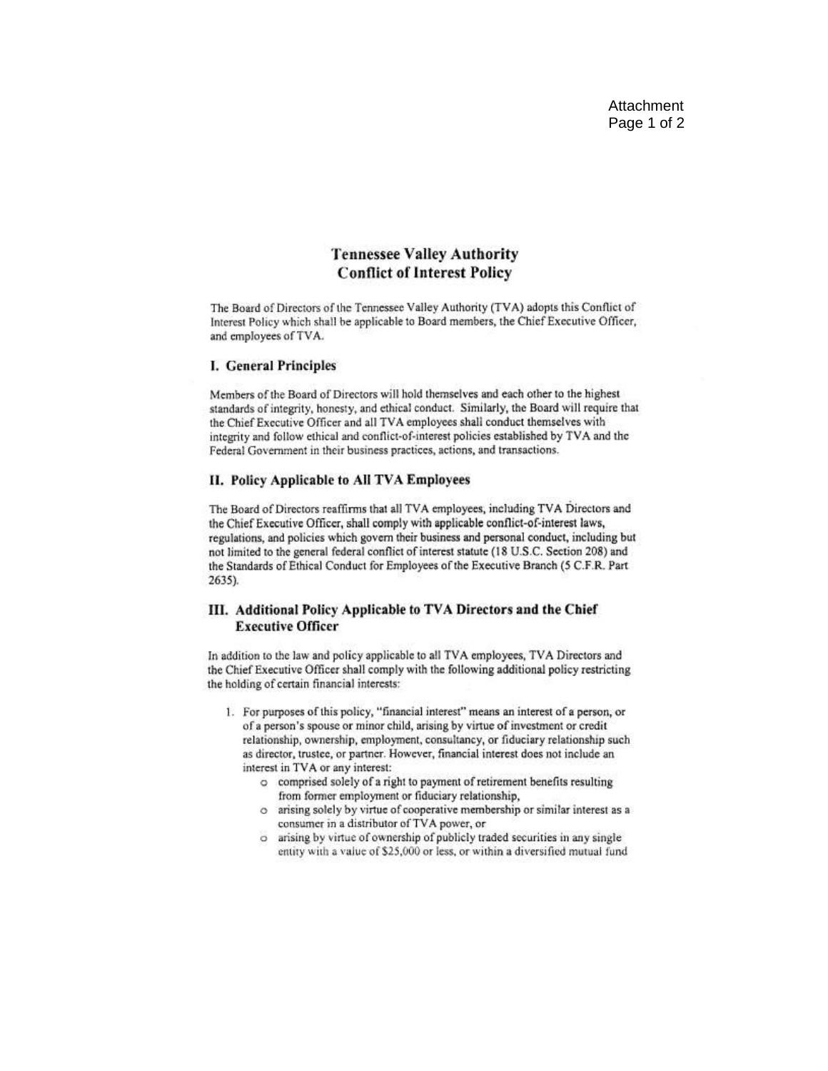Attachment

# Tennessee Valley Authority
# Conflict of Interest Policy

The Board of Directors of the Tennessee Valley Authority (TVA) adopts this Conflict of Interest Policy which shall be applicable to Board members, the Chief Executive Officer, and employees of TVA.

## I. General Principles

Members of the Board of Directors will hold themselves and each other to the highest standards of integrity, honesty, and ethical conduct. Similarly, the Board will require that the Chief Executive Officer and all TVA employees shall conduct themselves with integrity and follow ethical and conflict-of-interest policies established by TVA and the Federal Government in their business practices, actions, and transactions.

## II. Policy Applicable to All TVA Employees

The Board of Directors reaffirms that all TVA employees, including TVA Directors and the Chief Executive Officer, shall comply with applicable conflict-of-interest laws, regulations, and policies which govern their business and personal conduct, including but not limited to the general federal conflict of interest statute (18 U.S.C. Section 208) and the Standards of Ethical Conduct for Employees of the Executive Branch (5 C.F.R. Part 2635).

## III. Additional Policy Applicable to TVA Directors and the Chief Executive Officer

In addition to the law and policy applicable to all TVA employees, TVA Directors and the Chief Executive Officer shall comply with the following additional policy restricting the holding of certain financial interests:

1. For purposes of this policy, "financial interest" means an interest of a person, or of a person's spouse or minor child, arising by virtue of investment or credit relationship, ownership, employment, consultancy, or fiduciary relationship such as director, trustee, or partner. However, financial interest does not include an interest in TVA or any interest:
   - comprised solely of a right to payment of retirement benefits resulting from former employment or fiduciary relationship,
   - arising solely by virtue of cooperative membership or similar interest as a consumer in a distributor of TVA power, or
   - arising by virtue of ownership of publicly traded securities in any single entity with a value of $25,000 or less, or within a diversified mutual fund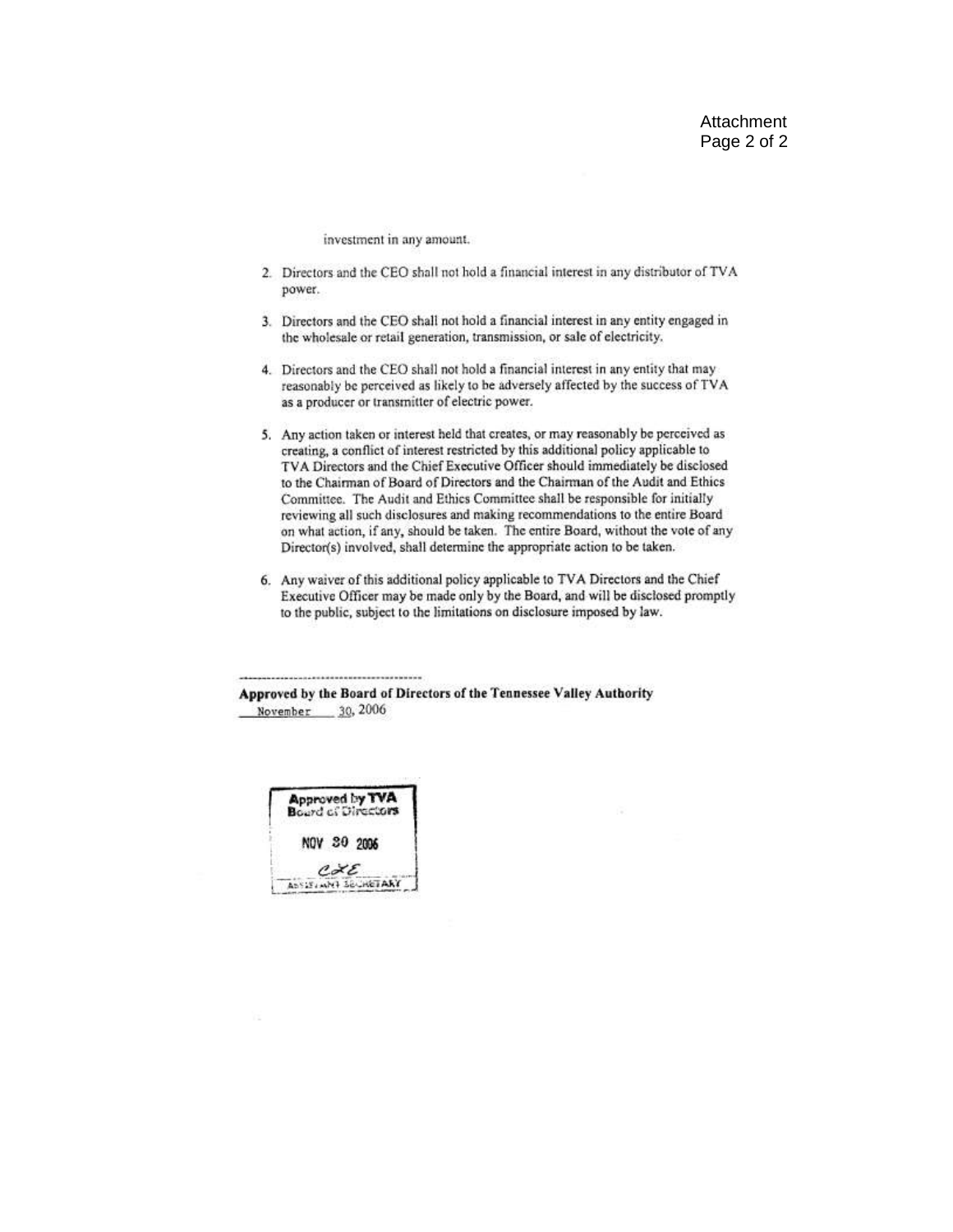investment in any amount.

2. Directors and the CEO shall not hold a financial interest in any distributor of TVA power.

3. Directors and the CEO shall not hold a financial interest in any entity engaged in the wholesale or retail generation, transmission, or sale of electricity.

4. Directors and the CEO shall not hold a financial interest in any entity that may reasonably be perceived as likely to be adversely affected by the success of TVA as a producer or transmitter of electric power.

5. Any action taken or interest held that creates, or may reasonably be perceived as creating, a conflict of interest restricted by this additional policy applicable to TVA Directors and the Chief Executive Officer should immediately be disclosed to the Chairman of Board of Directors and the Chairman of the Audit and Ethics Committee. The Audit and Ethics Committee shall be responsible for initially reviewing all such disclosures and making recommendations to the entire Board on what action, if any, should be taken. The entire Board, without the vote of any Director(s) involved, shall determine the appropriate action to be taken.

6. Any waiver of this additional policy applicable to TVA Directors and the Chief Executive Officer may be made only by the Board, and will be disclosed promptly to the public, subject to the limitations on disclosure imposed by law.

---

**Approved by the Board of Directors of the Tennessee Valley Authority**
November 30, 2006

Approved by TVA Board of Directors
NOV 30 2006
CXE
ASSISTANT SECRETARY